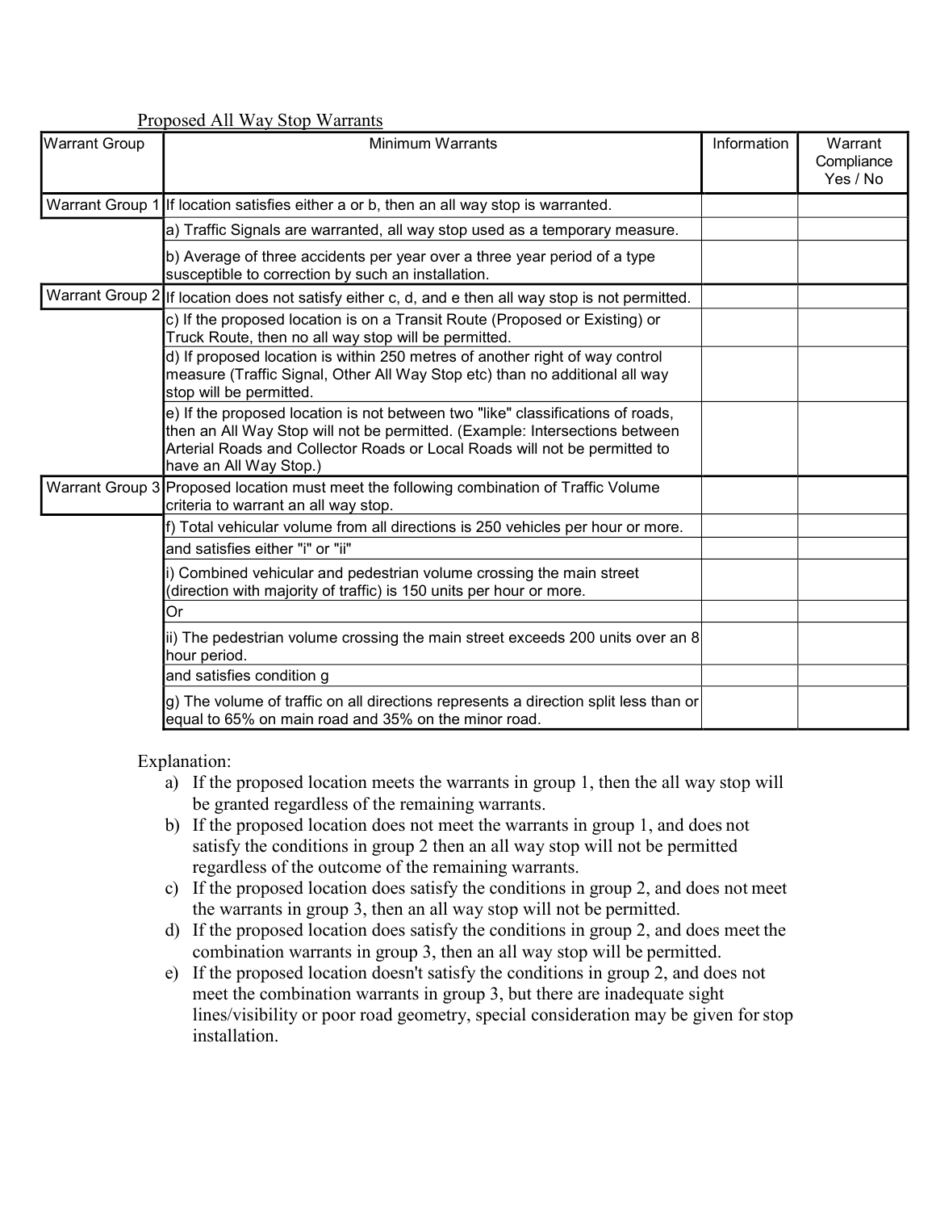Proposed All Way Stop Warrants

| Warrant Group | Minimum Warrants | Information | Warrant Compliance Yes / No |
|---|---|---|---|
| Warrant Group 1 | If location satisfies either a or b, then an all way stop is warranted. | | |
| | a) Traffic Signals are warranted, all way stop used as a temporary measure. | | |
| | b) Average of three accidents per year over a three year period of a type susceptible to correction by such an installation. | | |
| Warrant Group 2 | If location does not satisfy either c, d, and e then all way stop is not permitted. | | |
| | c) If the proposed location is on a Transit Route (Proposed or Existing) or Truck Route, then no all way stop will be permitted. | | |
| | d) If proposed location is within 250 metres of another right of way control measure (Traffic Signal, Other All Way Stop etc) than no additional all way stop will be permitted. | | |
| | e) If the proposed location is not between two "like" classifications of roads, then an All Way Stop will not be permitted. (Example: Intersections between Arterial Roads and Collector Roads or Local Roads will not be permitted to have an All Way Stop.) | | |
| Warrant Group 3 | Proposed location must meet the following combination of Traffic Volume criteria to warrant an all way stop. | | |
| | f) Total vehicular volume from all directions is 250 vehicles per hour or more. | | |
| | and satisfies either "i" or "ii" | | |
| | i) Combined vehicular and pedestrian volume crossing the main street (direction with majority of traffic) is 150 units per hour or more. | | |
| | Or | | |
| | ii) The pedestrian volume crossing the main street exceeds 200 units over an 8 hour period. | | |
| | and satisfies condition g | | |
| | g) The volume of traffic on all directions represents a direction split less than or equal to 65% on main road and 35% on the minor road. | | |

Explanation:

a) If the proposed location meets the warrants in group 1, then the all way stop will be granted regardless of the remaining warrants.

b) If the proposed location does not meet the warrants in group 1, and does not satisfy the conditions in group 2 then an all way stop will not be permitted regardless of the outcome of the remaining warrants.

c) If the proposed location does satisfy the conditions in group 2, and does not meet the warrants in group 3, then an all way stop will not be permitted.

d) If the proposed location does satisfy the conditions in group 2, and does meet the combination warrants in group 3, then an all way stop will be permitted.

e) If the proposed location doesn't satisfy the conditions in group 2, and does not meet the combination warrants in group 3, but there are inadequate sight lines/visibility or poor road geometry, special consideration may be given for stop installation.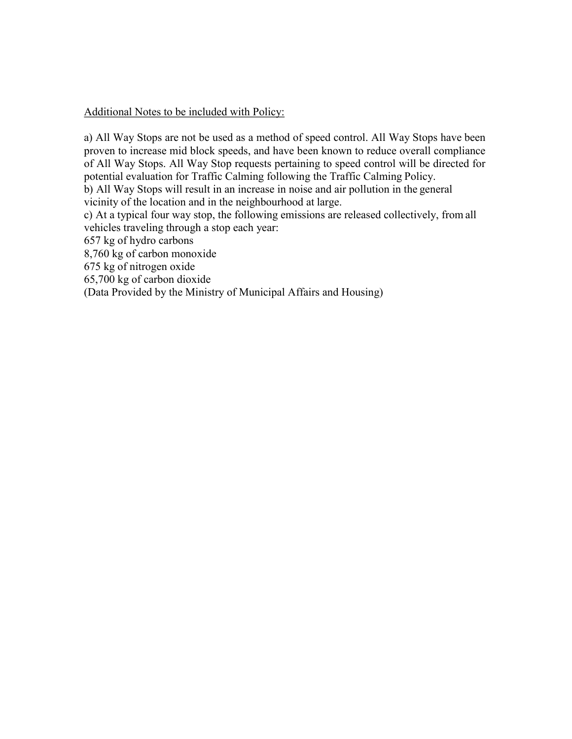Additional Notes to be included with Policy:

a) All Way Stops are not be used as a method of speed control. All Way Stops have been proven to increase mid block speeds, and have been known to reduce overall compliance of All Way Stops. All Way Stop requests pertaining to speed control will be directed for potential evaluation for Traffic Calming following the Traffic Calming Policy.
b) All Way Stops will result in an increase in noise and air pollution in the general vicinity of the location and in the neighbourhood at large.
c) At a typical four way stop, the following emissions are released collectively, from all vehicles traveling through a stop each year:
657 kg of hydro carbons
8,760 kg of carbon monoxide
675 kg of nitrogen oxide
65,700 kg of carbon dioxide
(Data Provided by the Ministry of Municipal Affairs and Housing)